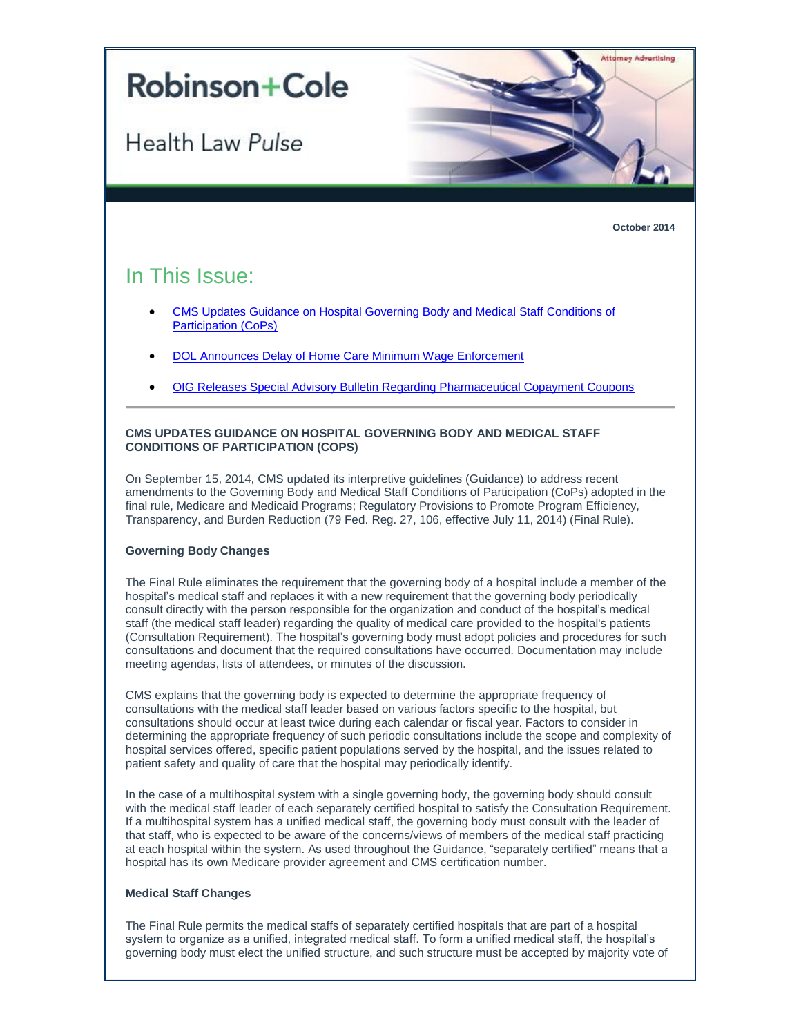Attorney Advertising

# Robinson+Cole

## Health Law *Pulse*

**October 2014**

## In This Issue:

- CMS Updates Guidance on Hospital Governing Body and Medical Staff Conditions of Participation (CoPs)
- DOL Announces Delay of Home Care Minimum Wage Enforcement
- OIG Releases Special Advisory Bulletin Regarding Pharmaceutical Copayment Coupons

---

### CMS UPDATES GUIDANCE ON HOSPITAL GOVERNING BODY AND MEDICAL STAFF CONDITIONS OF PARTICIPATION (COPS)

On September 15, 2014, CMS updated its interpretive guidelines (Guidance) to address recent amendments to the Governing Body and Medical Staff Conditions of Participation (CoPs) adopted in the final rule, Medicare and Medicaid Programs; Regulatory Provisions to Promote Program Efficiency, Transparency, and Burden Reduction (79 Fed. Reg. 27, 106, effective July 11, 2014) (Final Rule).

**Governing Body Changes**

The Final Rule eliminates the requirement that the governing body of a hospital include a member of the hospital's medical staff and replaces it with a new requirement that the governing body periodically consult directly with the person responsible for the organization and conduct of the hospital's medical staff (the medical staff leader) regarding the quality of medical care provided to the hospital's patients (Consultation Requirement). The hospital's governing body must adopt policies and procedures for such consultations and document that the required consultations have occurred. Documentation may include meeting agendas, lists of attendees, or minutes of the discussion.

CMS explains that the governing body is expected to determine the appropriate frequency of consultations with the medical staff leader based on various factors specific to the hospital, but consultations should occur at least twice during each calendar or fiscal year. Factors to consider in determining the appropriate frequency of such periodic consultations include the scope and complexity of hospital services offered, specific patient populations served by the hospital, and the issues related to patient safety and quality of care that the hospital may periodically identify.

In the case of a multihospital system with a single governing body, the governing body should consult with the medical staff leader of each separately certified hospital to satisfy the Consultation Requirement. If a multihospital system has a unified medical staff, the governing body must consult with the leader of that staff, who is expected to be aware of the concerns/views of members of the medical staff practicing at each hospital within the system. As used throughout the Guidance, "separately certified" means that a hospital has its own Medicare provider agreement and CMS certification number.

**Medical Staff Changes**

The Final Rule permits the medical staffs of separately certified hospitals that are part of a hospital system to organize as a unified, integrated medical staff. To form a unified medical staff, the hospital's governing body must elect the unified structure, and such structure must be accepted by majority vote of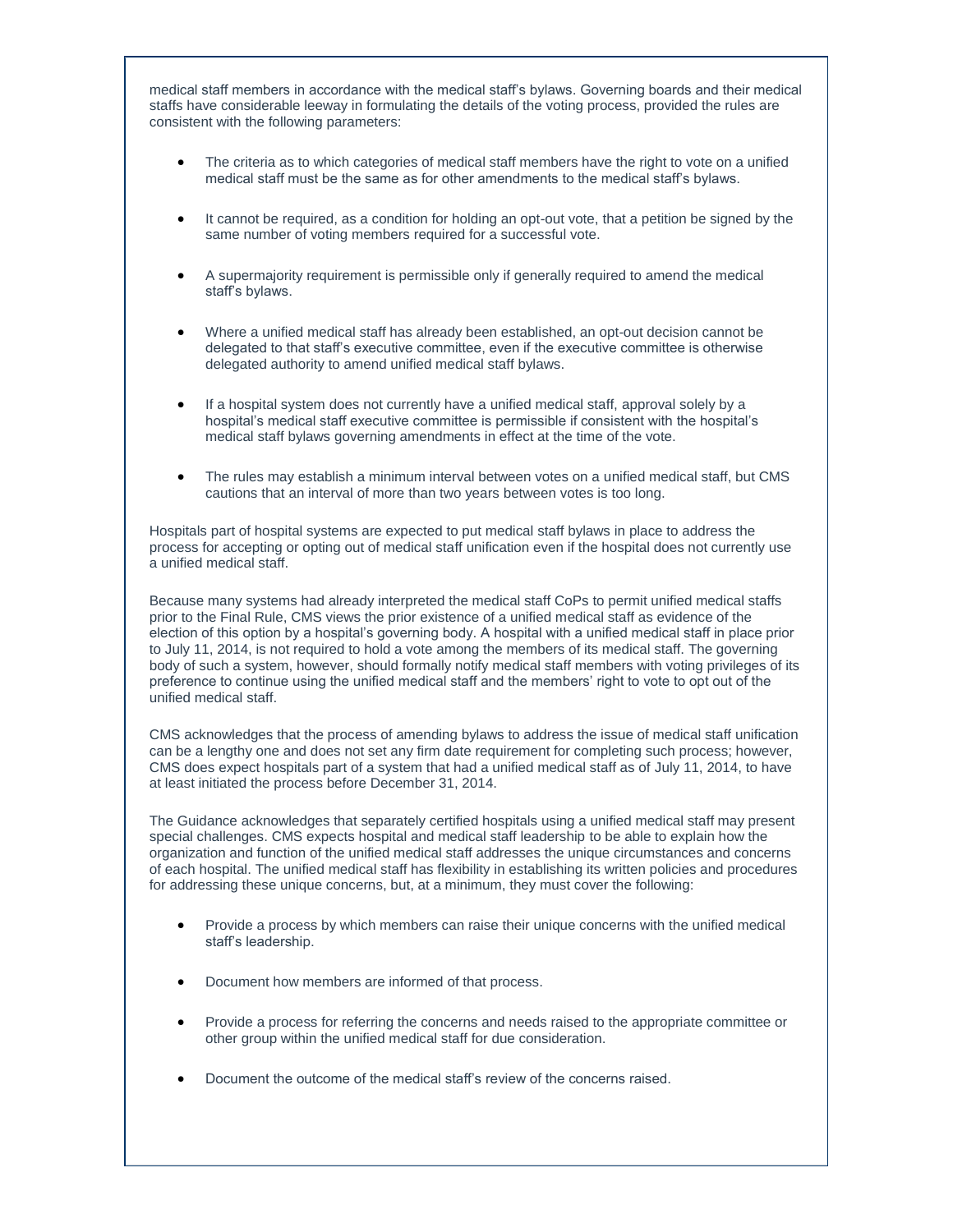medical staff members in accordance with the medical staff's bylaws. Governing boards and their medical staffs have considerable leeway in formulating the details of the voting process, provided the rules are consistent with the following parameters:

- The criteria as to which categories of medical staff members have the right to vote on a unified medical staff must be the same as for other amendments to the medical staff's bylaws.
- It cannot be required, as a condition for holding an opt-out vote, that a petition be signed by the same number of voting members required for a successful vote.
- A supermajority requirement is permissible only if generally required to amend the medical staff's bylaws.
- Where a unified medical staff has already been established, an opt-out decision cannot be delegated to that staff's executive committee, even if the executive committee is otherwise delegated authority to amend unified medical staff bylaws.
- If a hospital system does not currently have a unified medical staff, approval solely by a hospital's medical staff executive committee is permissible if consistent with the hospital's medical staff bylaws governing amendments in effect at the time of the vote.
- The rules may establish a minimum interval between votes on a unified medical staff, but CMS cautions that an interval of more than two years between votes is too long.

Hospitals part of hospital systems are expected to put medical staff bylaws in place to address the process for accepting or opting out of medical staff unification even if the hospital does not currently use a unified medical staff.

Because many systems had already interpreted the medical staff CoPs to permit unified medical staffs prior to the Final Rule, CMS views the prior existence of a unified medical staff as evidence of the election of this option by a hospital's governing body. A hospital with a unified medical staff in place prior to July 11, 2014, is not required to hold a vote among the members of its medical staff. The governing body of such a system, however, should formally notify medical staff members with voting privileges of its preference to continue using the unified medical staff and the members' right to vote to opt out of the unified medical staff.

CMS acknowledges that the process of amending bylaws to address the issue of medical staff unification can be a lengthy one and does not set any firm date requirement for completing such process; however, CMS does expect hospitals part of a system that had a unified medical staff as of July 11, 2014, to have at least initiated the process before December 31, 2014.

The Guidance acknowledges that separately certified hospitals using a unified medical staff may present special challenges. CMS expects hospital and medical staff leadership to be able to explain how the organization and function of the unified medical staff addresses the unique circumstances and concerns of each hospital. The unified medical staff has flexibility in establishing its written policies and procedures for addressing these unique concerns, but, at a minimum, they must cover the following:

- Provide a process by which members can raise their unique concerns with the unified medical staff's leadership.
- Document how members are informed of that process.
- Provide a process for referring the concerns and needs raised to the appropriate committee or other group within the unified medical staff for due consideration.
- Document the outcome of the medical staff's review of the concerns raised.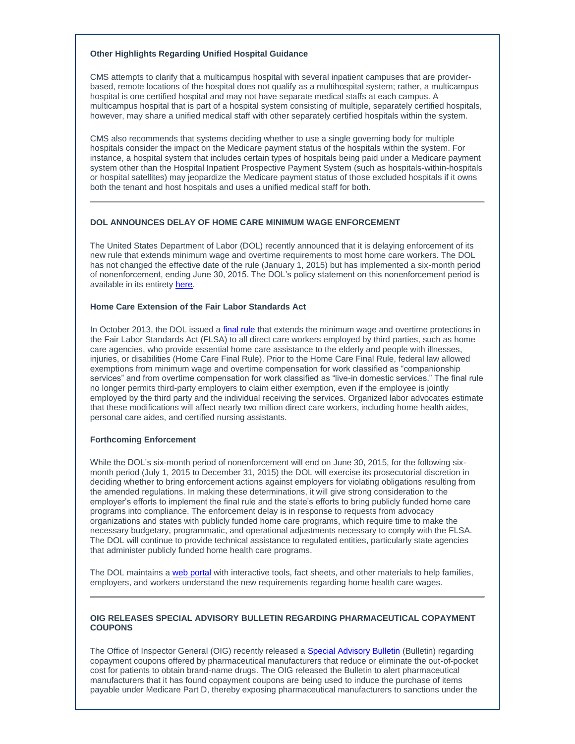### Other Highlights Regarding Unified Hospital Guidance

CMS attempts to clarify that a multicampus hospital with several inpatient campuses that are provider-based, remote locations of the hospital does not qualify as a multihospital system; rather, a multicampus hospital is one certified hospital and may not have separate medical staffs at each campus. A multicampus hospital that is part of a hospital system consisting of multiple, separately certified hospitals, however, may share a unified medical staff with other separately certified hospitals within the system.

CMS also recommends that systems deciding whether to use a single governing body for multiple hospitals consider the impact on the Medicare payment status of the hospitals within the system. For instance, a hospital system that includes certain types of hospitals being paid under a Medicare payment system other than the Hospital Inpatient Prospective Payment System (such as hospitals-within-hospitals or hospital satellites) may jeopardize the Medicare payment status of those excluded hospitals if it owns both the tenant and host hospitals and uses a unified medical staff for both.

---

## DOL ANNOUNCES DELAY OF HOME CARE MINIMUM WAGE ENFORCEMENT

The United States Department of Labor (DOL) recently announced that it is delaying enforcement of its new rule that extends minimum wage and overtime requirements to most home care workers. The DOL has not changed the effective date of the rule (January 1, 2015) but has implemented a six-month period of nonenforcement, ending June 30, 2015. The DOL's policy statement on this nonenforcement period is available in its entirety here.

### Home Care Extension of the Fair Labor Standards Act

In October 2013, the DOL issued a final rule that extends the minimum wage and overtime protections in the Fair Labor Standards Act (FLSA) to all direct care workers employed by third parties, such as home care agencies, who provide essential home care assistance to the elderly and people with illnesses, injuries, or disabilities (Home Care Final Rule). Prior to the Home Care Final Rule, federal law allowed exemptions from minimum wage and overtime compensation for work classified as "companionship services" and from overtime compensation for work classified as "live-in domestic services." The final rule no longer permits third-party employers to claim either exemption, even if the employee is jointly employed by the third party and the individual receiving the services. Organized labor advocates estimate that these modifications will affect nearly two million direct care workers, including home health aides, personal care aides, and certified nursing assistants.

### Forthcoming Enforcement

While the DOL's six-month period of nonenforcement will end on June 30, 2015, for the following six-month period (July 1, 2015 to December 31, 2015) the DOL will exercise its prosecutorial discretion in deciding whether to bring enforcement actions against employers for violating obligations resulting from the amended regulations. In making these determinations, it will give strong consideration to the employer's efforts to implement the final rule and the state's efforts to bring publicly funded home care programs into compliance. The enforcement delay is in response to requests from advocacy organizations and states with publicly funded home care programs, which require time to make the necessary budgetary, programmatic, and operational adjustments necessary to comply with the FLSA. The DOL will continue to provide technical assistance to regulated entities, particularly state agencies that administer publicly funded home health care programs.

The DOL maintains a web portal with interactive tools, fact sheets, and other materials to help families, employers, and workers understand the new requirements regarding home health care wages.

---

## OIG RELEASES SPECIAL ADVISORY BULLETIN REGARDING PHARMACEUTICAL COPAYMENT COUPONS

The Office of Inspector General (OIG) recently released a Special Advisory Bulletin (Bulletin) regarding copayment coupons offered by pharmaceutical manufacturers that reduce or eliminate the out-of-pocket cost for patients to obtain brand-name drugs. The OIG released the Bulletin to alert pharmaceutical manufacturers that it has found copayment coupons are being used to induce the purchase of items payable under Medicare Part D, thereby exposing pharmaceutical manufacturers to sanctions under the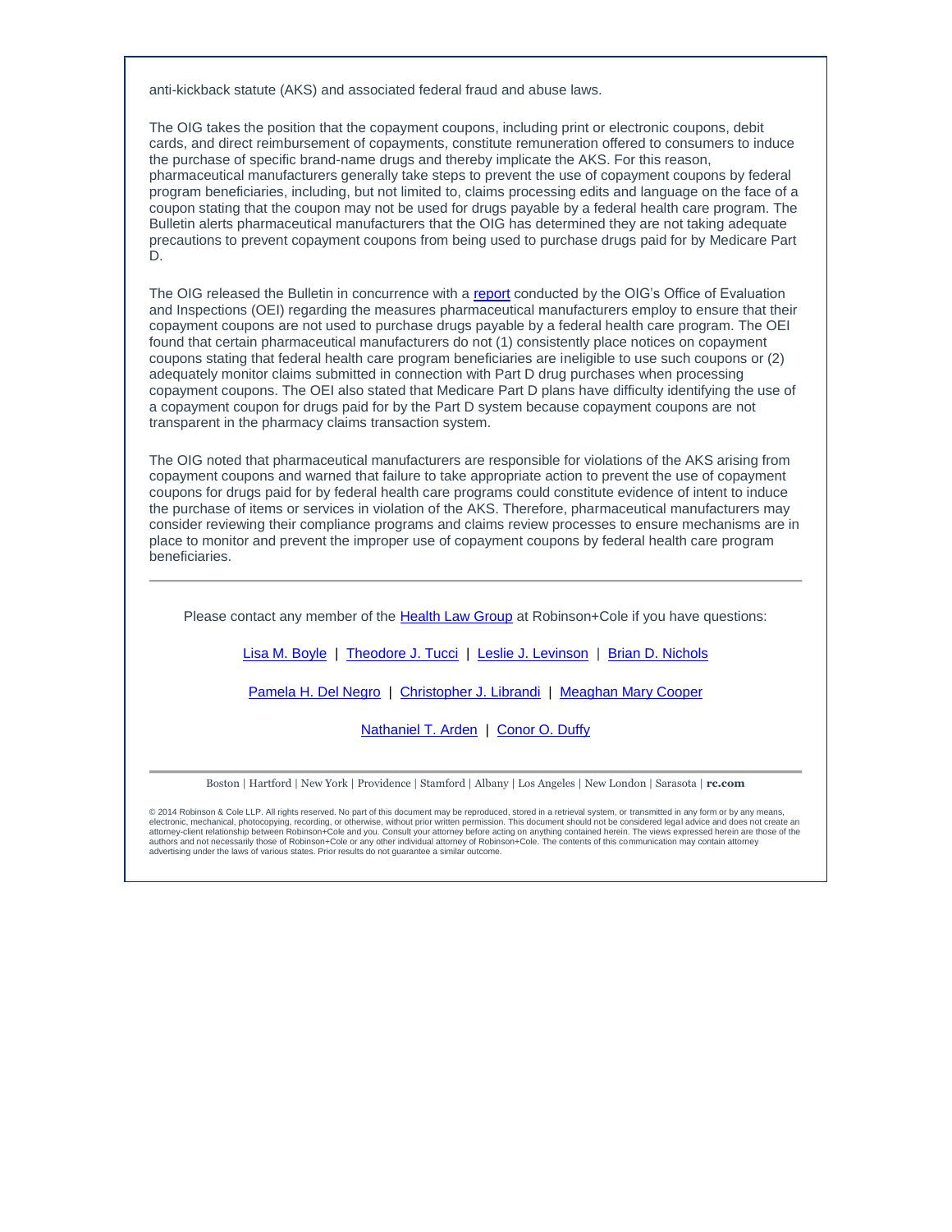anti-kickback statute (AKS) and associated federal fraud and abuse laws.

The OIG takes the position that the copayment coupons, including print or electronic coupons, debit cards, and direct reimbursement of copayments, constitute remuneration offered to consumers to induce the purchase of specific brand-name drugs and thereby implicate the AKS. For this reason, pharmaceutical manufacturers generally take steps to prevent the use of copayment coupons by federal program beneficiaries, including, but not limited to, claims processing edits and language on the face of a coupon stating that the coupon may not be used for drugs payable by a federal health care program. The Bulletin alerts pharmaceutical manufacturers that the OIG has determined they are not taking adequate precautions to prevent copayment coupons from being used to purchase drugs paid for by Medicare Part D.

The OIG released the Bulletin in concurrence with a report conducted by the OIG's Office of Evaluation and Inspections (OEI) regarding the measures pharmaceutical manufacturers employ to ensure that their copayment coupons are not used to purchase drugs payable by a federal health care program. The OEI found that certain pharmaceutical manufacturers do not (1) consistently place notices on copayment coupons stating that federal health care program beneficiaries are ineligible to use such coupons or (2) adequately monitor claims submitted in connection with Part D drug purchases when processing copayment coupons. The OEI also stated that Medicare Part D plans have difficulty identifying the use of a copayment coupon for drugs paid for by the Part D system because copayment coupons are not transparent in the pharmacy claims transaction system.

The OIG noted that pharmaceutical manufacturers are responsible for violations of the AKS arising from copayment coupons and warned that failure to take appropriate action to prevent the use of copayment coupons for drugs paid for by federal health care programs could constitute evidence of intent to induce the purchase of items or services in violation of the AKS. Therefore, pharmaceutical manufacturers may consider reviewing their compliance programs and claims review processes to ensure mechanisms are in place to monitor and prevent the improper use of copayment coupons by federal health care program beneficiaries.

---

Please contact any member of the Health Law Group at Robinson+Cole if you have questions:

Lisa M. Boyle | Theodore J. Tucci | Leslie J. Levinson | Brian D. Nichols

Pamela H. Del Negro | Christopher J. Librandi | Meaghan Mary Cooper

Nathaniel T. Arden | Conor O. Duffy

---

Boston | Hartford | New York | Providence | Stamford | Albany | Los Angeles | New London | Sarasota | **rc.com**

© 2014 Robinson & Cole LLP. All rights reserved. No part of this document may be reproduced, stored in a retrieval system, or transmitted in any form or by any means, electronic, mechanical, photocopying, recording, or otherwise, without prior written permission. This document should not be considered legal advice and does not create an attorney-client relationship between Robinson+Cole and you. Consult your attorney before acting on anything contained herein. The views expressed herein are those of the authors and not necessarily those of Robinson+Cole or any other individual attorney of Robinson+Cole. The contents of this communication may contain attorney advertising under the laws of various states. Prior results do not guarantee a similar outcome.